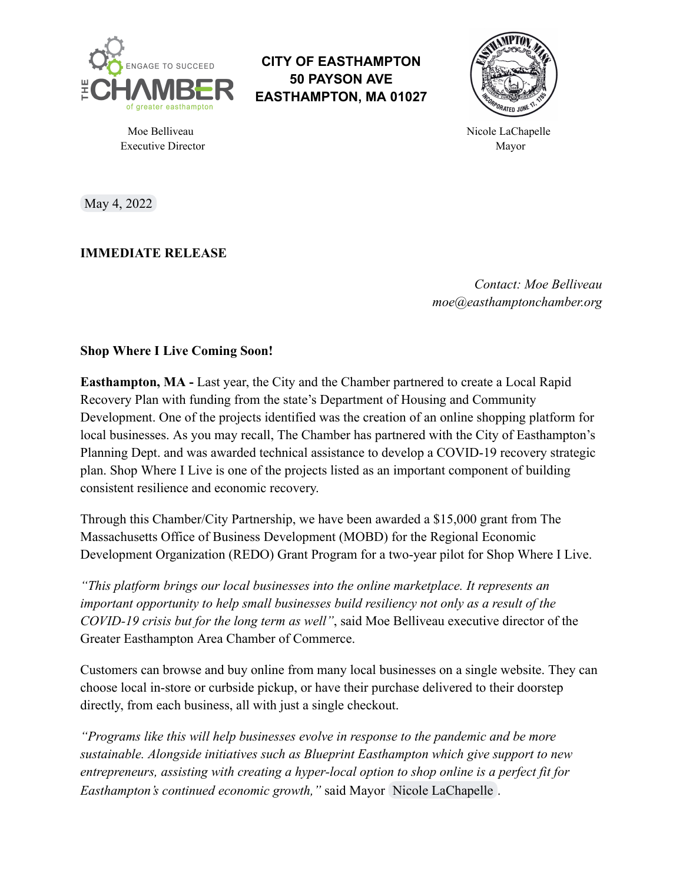ENGAGE TO SUCCEED
THE CHAMBER
of greater easthampton

Moe Belliveau
Executive Director

**CITY OF EASTHAMPTON**
**50 PAYSON AVE**
**EASTHAMPTON, MA 01027**

Nicole LaChapelle
Mayor

May 4, 2022

**IMMEDIATE RELEASE**

*Contact: Moe Belliveau*
*moe@easthamptonchamber.org*

**Shop Where I Live Coming Soon!**

**Easthampton, MA -** Last year, the City and the Chamber partnered to create a Local Rapid Recovery Plan with funding from the state's Department of Housing and Community Development. One of the projects identified was the creation of an online shopping platform for local businesses. As you may recall, The Chamber has partnered with the City of Easthampton's Planning Dept. and was awarded technical assistance to develop a COVID-19 recovery strategic plan. Shop Where I Live is one of the projects listed as an important component of building consistent resilience and economic recovery.

Through this Chamber/City Partnership, we have been awarded a $15,000 grant from The Massachusetts Office of Business Development (MOBD) for the Regional Economic Development Organization (REDO) Grant Program for a two-year pilot for Shop Where I Live.

*"This platform brings our local businesses into the online marketplace. It represents an important opportunity to help small businesses build resiliency not only as a result of the COVID-19 crisis but for the long term as well"*, said Moe Belliveau executive director of the Greater Easthampton Area Chamber of Commerce.

Customers can browse and buy online from many local businesses on a single website. They can choose local in-store or curbside pickup, or have their purchase delivered to their doorstep directly, from each business, all with just a single checkout.

*"Programs like this will help businesses evolve in response to the pandemic and be more sustainable. Alongside initiatives such as Blueprint Easthampton which give support to new entrepreneurs, assisting with creating a hyper-local option to shop online is a perfect fit for Easthampton's continued economic growth,"* said Mayor Nicole LaChapelle.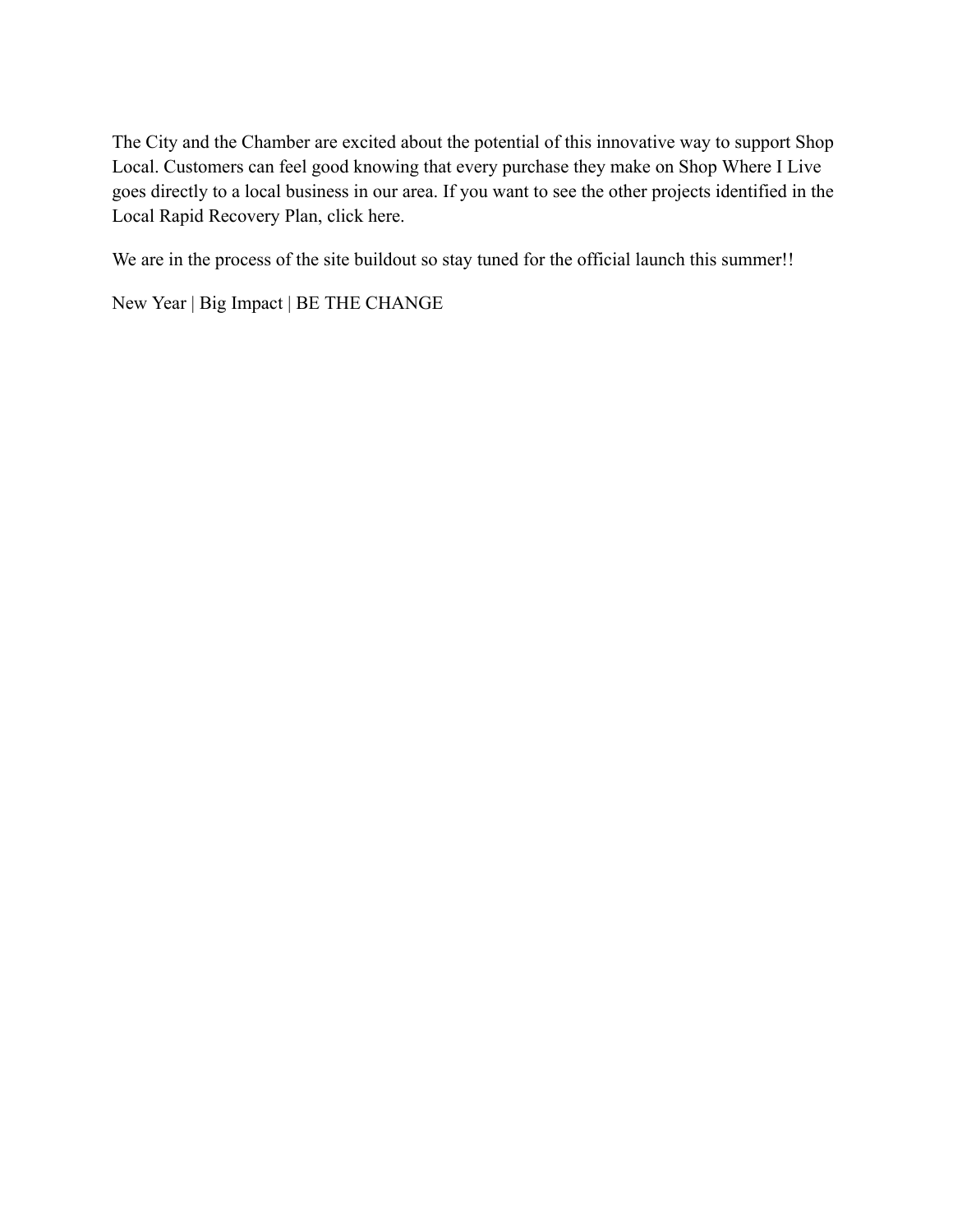The City and the Chamber are excited about the potential of this innovative way to support Shop Local. Customers can feel good knowing that every purchase they make on Shop Where I Live goes directly to a local business in our area. If you want to see the other projects identified in the Local Rapid Recovery Plan, click here.

We are in the process of the site buildout so stay tuned for the official launch this summer!!

New Year | Big Impact | BE THE CHANGE